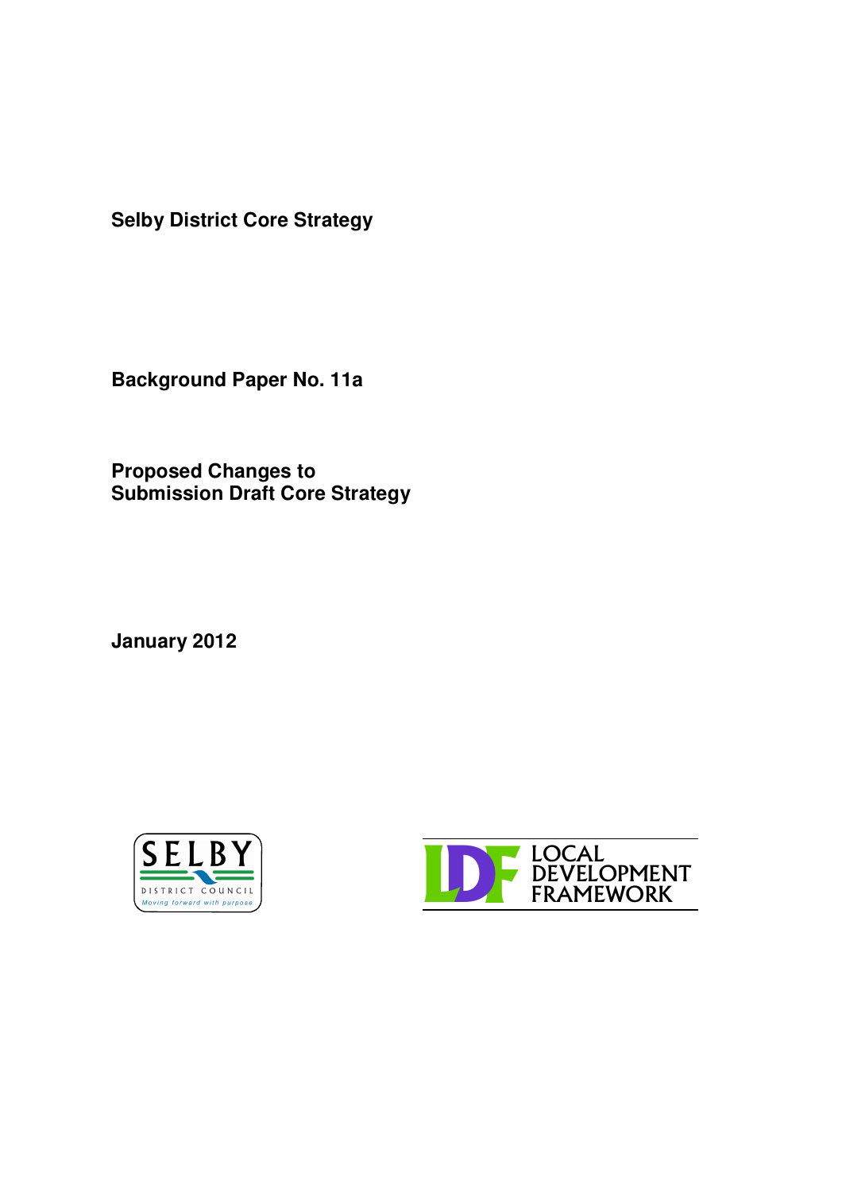**Selby District Core Strategy**

**Background Paper No. 11a**

**Proposed Changes to**
**Submission Draft Core Strategy**

**January 2012**

SELBY
DISTRICT COUNCIL
*Moving forward with purpose*

LDF LOCAL DEVELOPMENT FRAMEWORK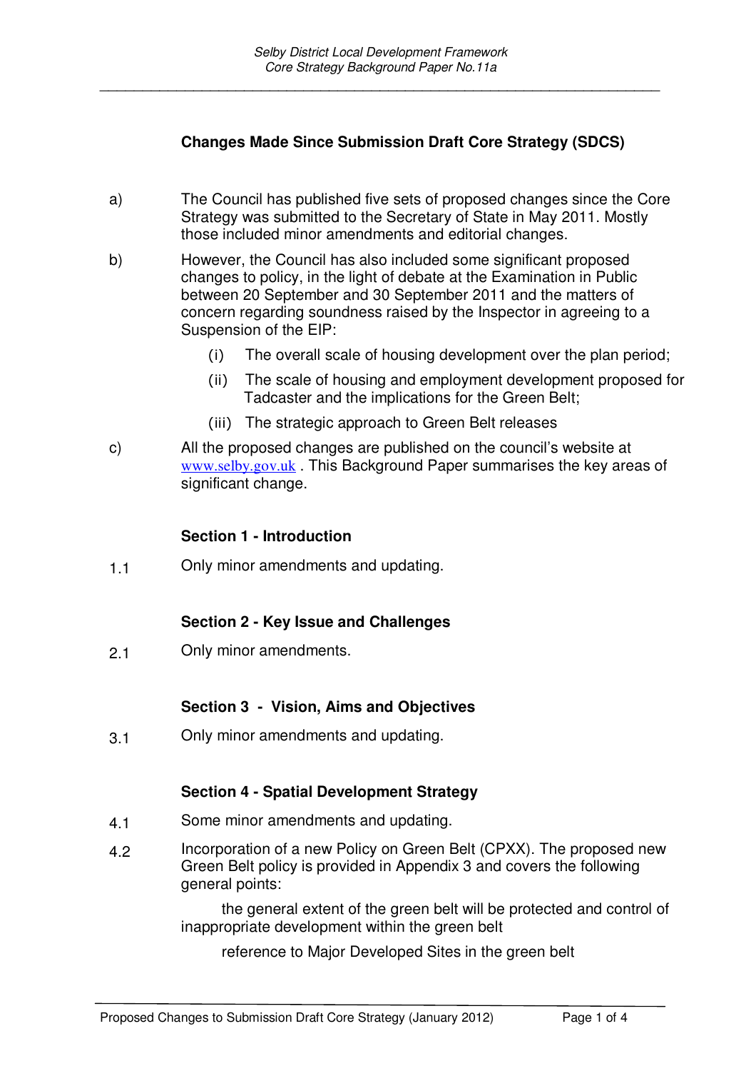## Changes Made Since Submission Draft Core Strategy (SDCS)

a) The Council has published five sets of proposed changes since the Core Strategy was submitted to the Secretary of State in May 2011. Mostly those included minor amendments and editorial changes.

b) However, the Council has also included some significant proposed changes to policy, in the light of debate at the Examination in Public between 20 September and 30 September 2011 and the matters of concern regarding soundness raised by the Inspector in agreeing to a Suspension of the EIP:

   (i) The overall scale of housing development over the plan period;

   (ii) The scale of housing and employment development proposed for Tadcaster and the implications for the Green Belt;

   (iii) The strategic approach to Green Belt releases

c) All the proposed changes are published on the council's website at www.selby.gov.uk . This Background Paper summarises the key areas of significant change.

### Section 1 - Introduction

1.1 Only minor amendments and updating.

### Section 2 - Key Issue and Challenges

2.1 Only minor amendments.

### Section 3 - Vision, Aims and Objectives

3.1 Only minor amendments and updating.

### Section 4 - Spatial Development Strategy

4.1 Some minor amendments and updating.

4.2 Incorporation of a new Policy on Green Belt (CPXX). The proposed new Green Belt policy is provided in Appendix 3 and covers the following general points:

- the general extent of the green belt will be protected and control of inappropriate development within the green belt
- reference to Major Developed Sites in the green belt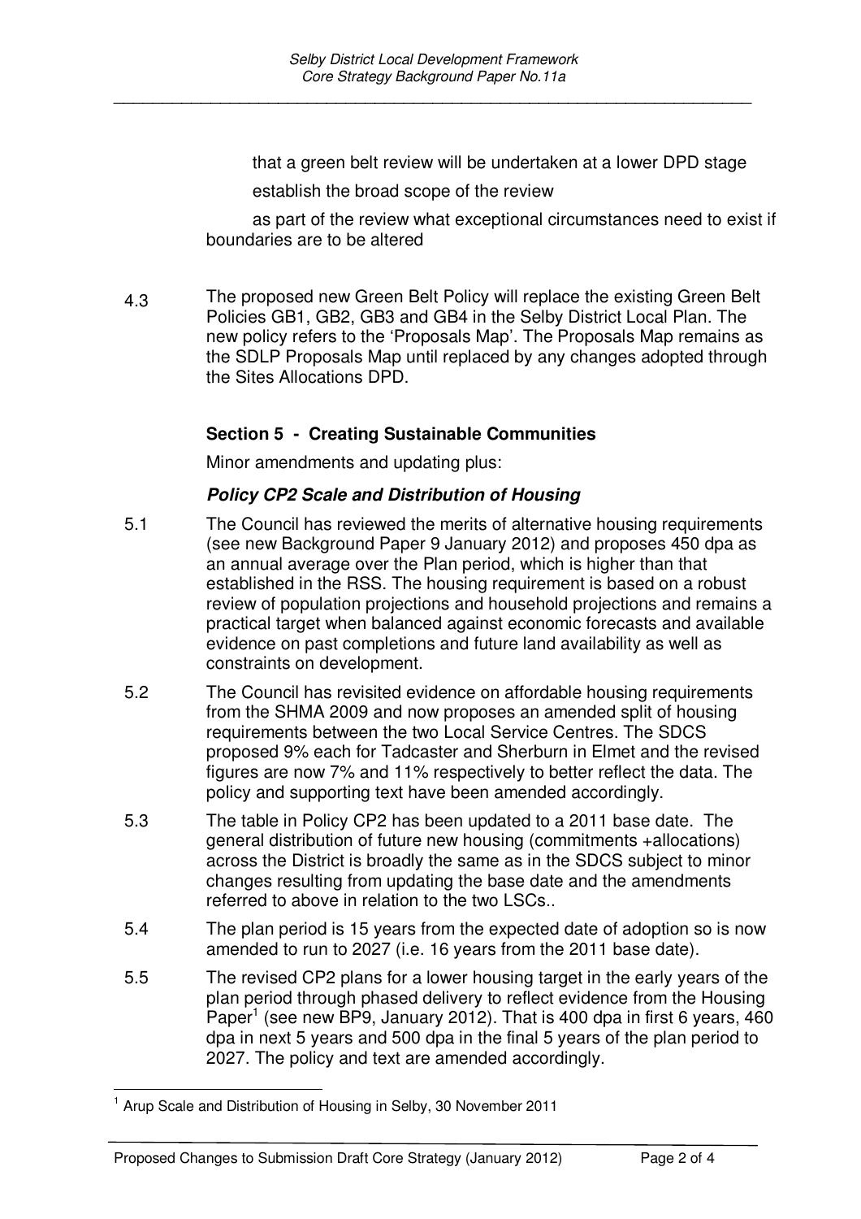that a green belt review will be undertaken at a lower DPD stage

establish the broad scope of the review

as part of the review what exceptional circumstances need to exist if boundaries are to be altered

4.3 The proposed new Green Belt Policy will replace the existing Green Belt Policies GB1, GB2, GB3 and GB4 in the Selby District Local Plan. The new policy refers to the 'Proposals Map'. The Proposals Map remains as the SDLP Proposals Map until replaced by any changes adopted through the Sites Allocations DPD.

## Section 5 - Creating Sustainable Communities

Minor amendments and updating plus:

### *Policy CP2 Scale and Distribution of Housing*

5.1 The Council has reviewed the merits of alternative housing requirements (see new Background Paper 9 January 2012) and proposes 450 dpa as an annual average over the Plan period, which is higher than that established in the RSS. The housing requirement is based on a robust review of population projections and household projections and remains a practical target when balanced against economic forecasts and available evidence on past completions and future land availability as well as constraints on development.

5.2 The Council has revisited evidence on affordable housing requirements from the SHMA 2009 and now proposes an amended split of housing requirements between the two Local Service Centres. The SDCS proposed 9% each for Tadcaster and Sherburn in Elmet and the revised figures are now 7% and 11% respectively to better reflect the data. The policy and supporting text have been amended accordingly.

5.3 The table in Policy CP2 has been updated to a 2011 base date. The general distribution of future new housing (commitments +allocations) across the District is broadly the same as in the SDCS subject to minor changes resulting from updating the base date and the amendments referred to above in relation to the two LSCs..

5.4 The plan period is 15 years from the expected date of adoption so is now amended to run to 2027 (i.e. 16 years from the 2011 base date).

5.5 The revised CP2 plans for a lower housing target in the early years of the plan period through phased delivery to reflect evidence from the Housing Paper[1] (see new BP9, January 2012). That is 400 dpa in first 6 years, 460 dpa in next 5 years and 500 dpa in the final 5 years of the plan period to 2027. The policy and text are amended accordingly.

---

[1] Arup Scale and Distribution of Housing in Selby, 30 November 2011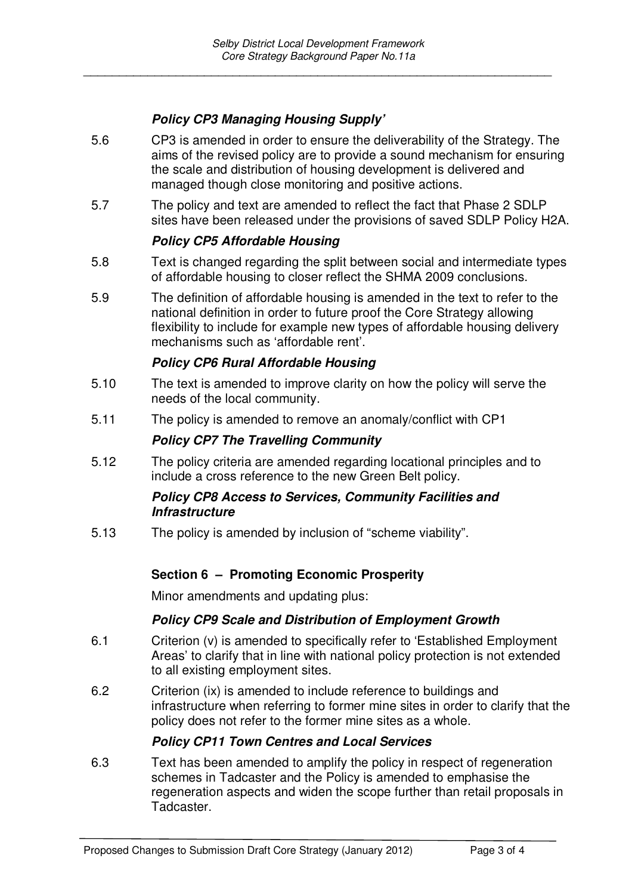***Policy CP3 Managing Housing Supply'***

5.6 CP3 is amended in order to ensure the deliverability of the Strategy. The aims of the revised policy are to provide a sound mechanism for ensuring the scale and distribution of housing development is delivered and managed though close monitoring and positive actions.

5.7 The policy and text are amended to reflect the fact that Phase 2 SDLP sites have been released under the provisions of saved SDLP Policy H2A.

***Policy CP5 Affordable Housing***

5.8 Text is changed regarding the split between social and intermediate types of affordable housing to closer reflect the SHMA 2009 conclusions.

5.9 The definition of affordable housing is amended in the text to refer to the national definition in order to future proof the Core Strategy allowing flexibility to include for example new types of affordable housing delivery mechanisms such as 'affordable rent'.

***Policy CP6 Rural Affordable Housing***

5.10 The text is amended to improve clarity on how the policy will serve the needs of the local community.

5.11 The policy is amended to remove an anomaly/conflict with CP1

***Policy CP7 The Travelling Community***

5.12 The policy criteria are amended regarding locational principles and to include a cross reference to the new Green Belt policy.

***Policy CP8 Access to Services, Community Facilities and Infrastructure***

5.13 The policy is amended by inclusion of "scheme viability".

**Section 6 – Promoting Economic Prosperity**

Minor amendments and updating plus:

***Policy CP9 Scale and Distribution of Employment Growth***

6.1 Criterion (v) is amended to specifically refer to 'Established Employment Areas' to clarify that in line with national policy protection is not extended to all existing employment sites.

6.2 Criterion (ix) is amended to include reference to buildings and infrastructure when referring to former mine sites in order to clarify that the policy does not refer to the former mine sites as a whole.

***Policy CP11 Town Centres and Local Services***

6.3 Text has been amended to amplify the policy in respect of regeneration schemes in Tadcaster and the Policy is amended to emphasise the regeneration aspects and widen the scope further than retail proposals in Tadcaster.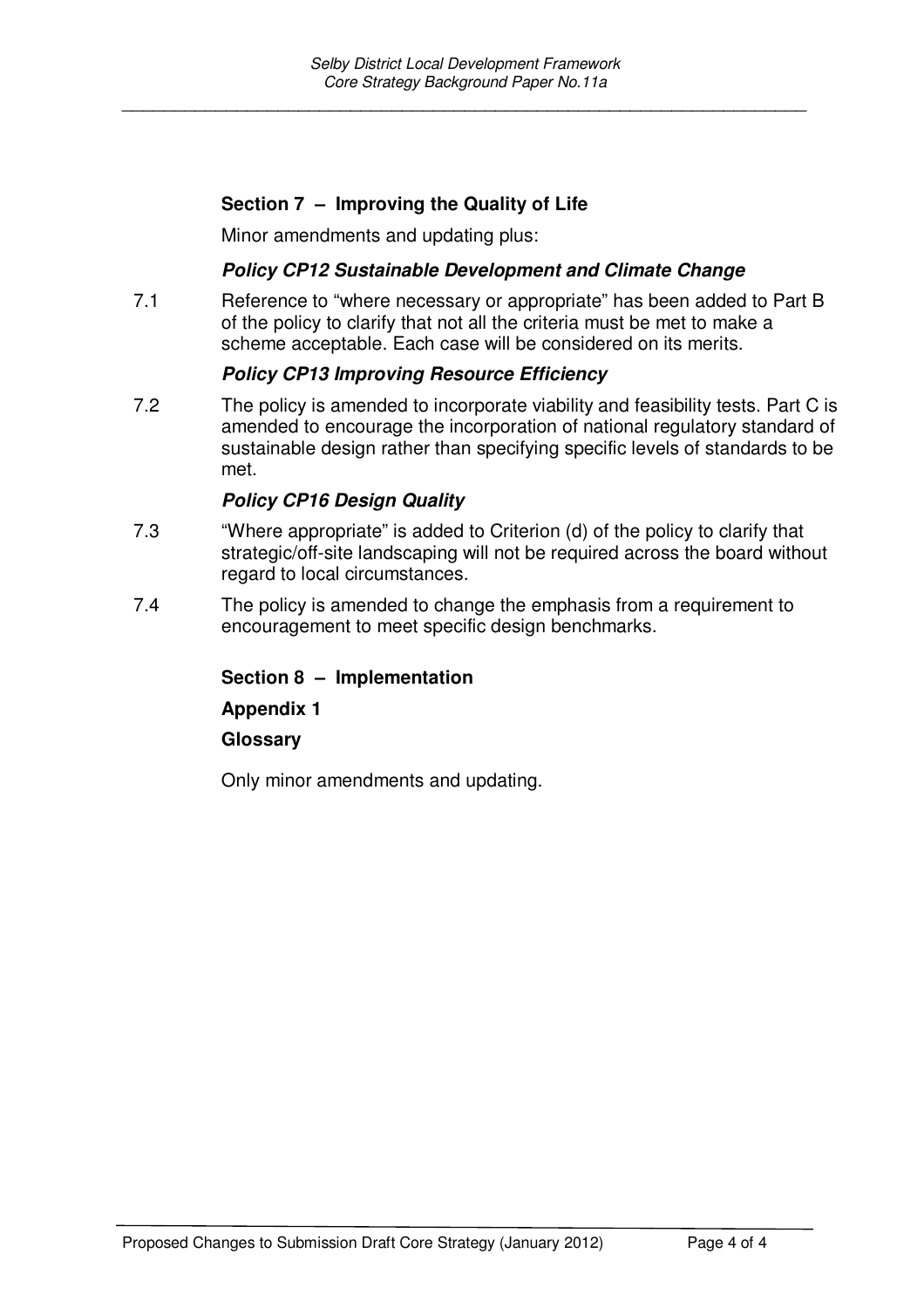## Section 7 – Improving the Quality of Life

Minor amendments and updating plus:

### *Policy CP12 Sustainable Development and Climate Change*

7.1 Reference to "where necessary or appropriate" has been added to Part B of the policy to clarify that not all the criteria must be met to make a scheme acceptable. Each case will be considered on its merits.

### *Policy CP13 Improving Resource Efficiency*

7.2 The policy is amended to incorporate viability and feasibility tests. Part C is amended to encourage the incorporation of national regulatory standard of sustainable design rather than specifying specific levels of standards to be met.

### *Policy CP16 Design Quality*

7.3 "Where appropriate" is added to Criterion (d) of the policy to clarify that strategic/off-site landscaping will not be required across the board without regard to local circumstances.

7.4 The policy is amended to change the emphasis from a requirement to encouragement to meet specific design benchmarks.

## Section 8 – Implementation

## Appendix 1

## Glossary

Only minor amendments and updating.